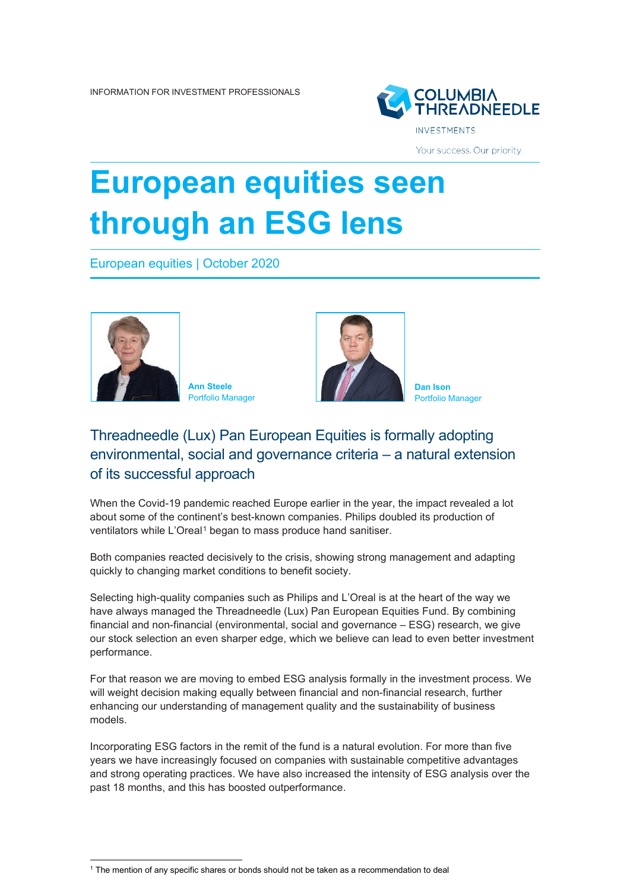INFORMATION FOR INVESTMENT PROFESSIONALS

# European equities seen through an ESG lens

European equities | October 2020

**Ann Steele**
Portfolio Manager

**Dan Ison**
Portfolio Manager

## Threadneedle (Lux) Pan European Equities is formally adopting environmental, social and governance criteria – a natural extension of its successful approach

When the Covid-19 pandemic reached Europe earlier in the year, the impact revealed a lot about some of the continent's best-known companies. Philips doubled its production of ventilators while L'Oreal[1] began to mass produce hand sanitiser.

Both companies reacted decisively to the crisis, showing strong management and adapting quickly to changing market conditions to benefit society.

Selecting high-quality companies such as Philips and L'Oreal is at the heart of the way we have always managed the Threadneedle (Lux) Pan European Equities Fund. By combining financial and non-financial (environmental, social and governance – ESG) research, we give our stock selection an even sharper edge, which we believe can lead to even better investment performance.

For that reason we are moving to embed ESG analysis formally in the investment process. We will weight decision making equally between financial and non-financial research, further enhancing our understanding of management quality and the sustainability of business models.

Incorporating ESG factors in the remit of the fund is a natural evolution. For more than five years we have increasingly focused on companies with sustainable competitive advantages and strong operating practices. We have also increased the intensity of ESG analysis over the past 18 months, and this has boosted outperformance.

[1] The mention of any specific shares or bonds should not be taken as a recommendation to deal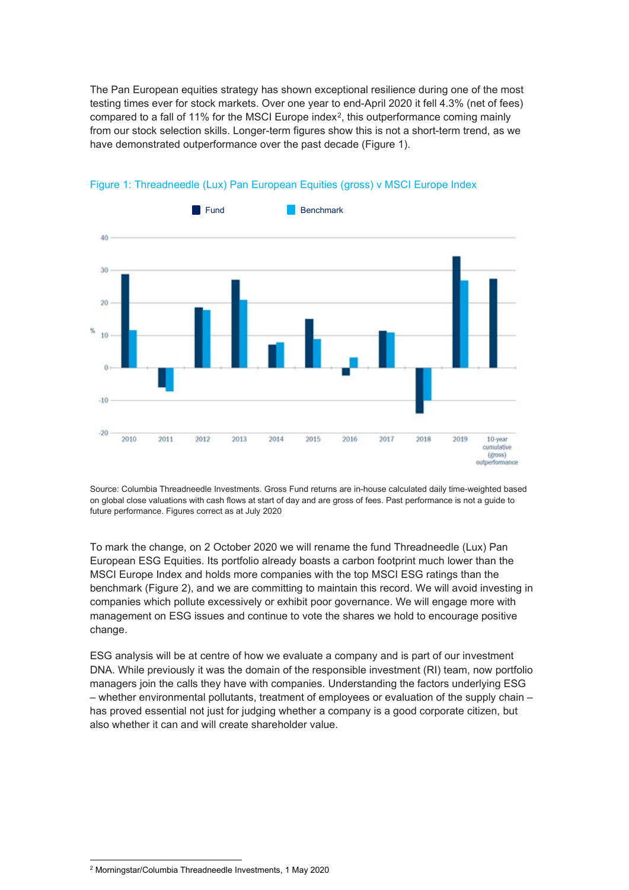The Pan European equities strategy has shown exceptional resilience during one of the most testing times ever for stock markets. Over one year to end-April 2020 it fell 4.3% (net of fees) compared to a fall of 11% for the MSCI Europe index[2], this outperformance coming mainly from our stock selection skills. Longer-term figures show this is not a short-term trend, as we have demonstrated outperformance over the past decade (Figure 1).

Figure 1: Threadneedle (Lux) Pan European Equities (gross) v MSCI Europe Index

Source: Columbia Threadneedle Investments. Gross Fund returns are in-house calculated daily time-weighted based on global close valuations with cash flows at start of day and are gross of fees. Past performance is not a guide to future performance. Figures correct as at July 2020

To mark the change, on 2 October 2020 we will rename the fund Threadneedle (Lux) Pan European ESG Equities. Its portfolio already boasts a carbon footprint much lower than the MSCI Europe Index and holds more companies with the top MSCI ESG ratings than the benchmark (Figure 2), and we are committing to maintain this record. We will avoid investing in companies which pollute excessively or exhibit poor governance. We will engage more with management on ESG issues and continue to vote the shares we hold to encourage positive change.

ESG analysis will be at centre of how we evaluate a company and is part of our investment DNA. While previously it was the domain of the responsible investment (RI) team, now portfolio managers join the calls they have with companies. Understanding the factors underlying ESG – whether environmental pollutants, treatment of employees or evaluation of the supply chain – has proved essential not just for judging whether a company is a good corporate citizen, but also whether it can and will create shareholder value.

[2] Morningstar/Columbia Threadneedle Investments, 1 May 2020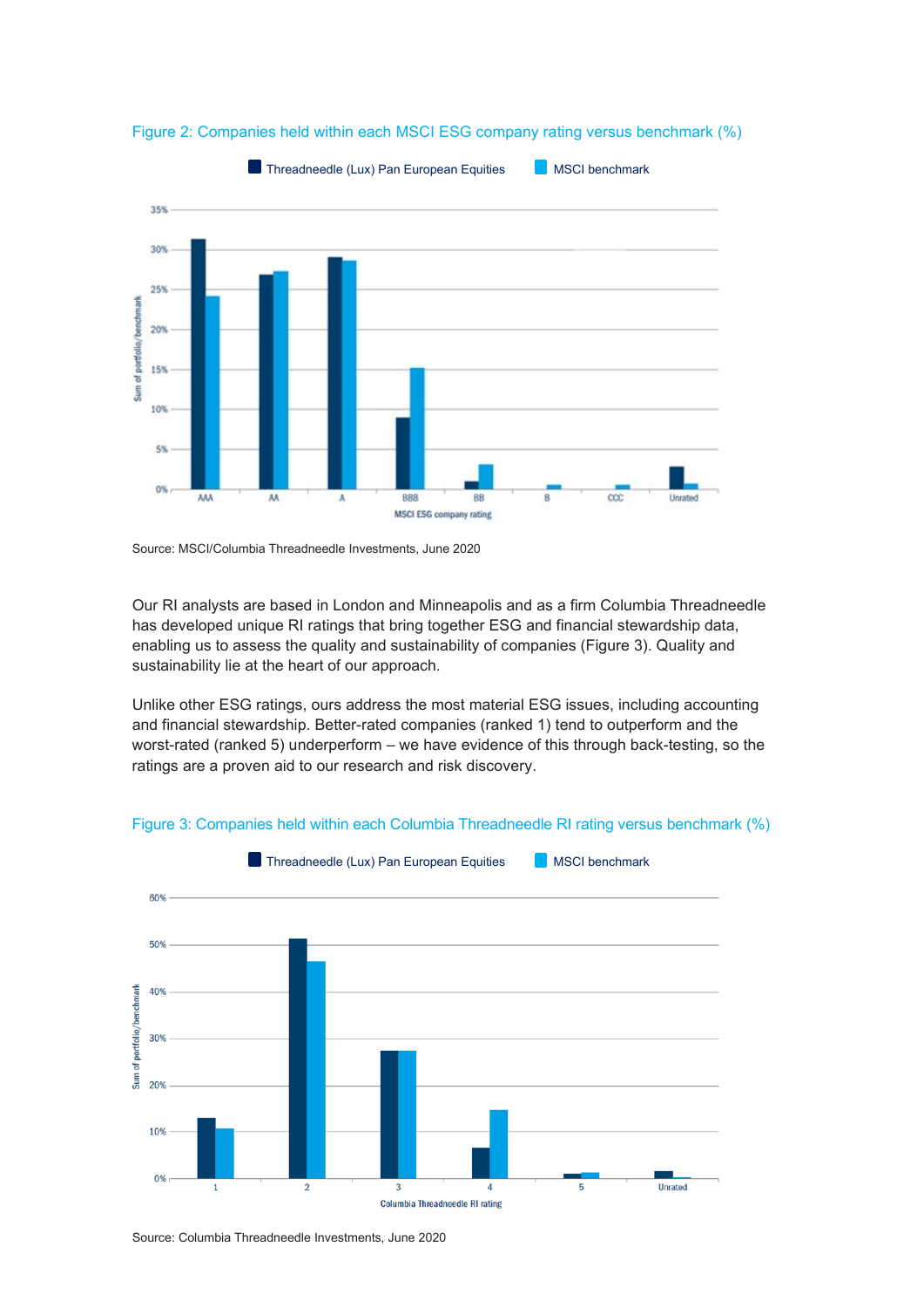Figure 2: Companies held within each MSCI ESG company rating versus benchmark (%)

Source: MSCI/Columbia Threadneedle Investments, June 2020

Our RI analysts are based in London and Minneapolis and as a firm Columbia Threadneedle has developed unique RI ratings that bring together ESG and financial stewardship data, enabling us to assess the quality and sustainability of companies (Figure 3). Quality and sustainability lie at the heart of our approach.

Unlike other ESG ratings, ours address the most material ESG issues, including accounting and financial stewardship. Better-rated companies (ranked 1) tend to outperform and the worst-rated (ranked 5) underperform – we have evidence of this through back-testing, so the ratings are a proven aid to our research and risk discovery.

Figure 3: Companies held within each Columbia Threadneedle RI rating versus benchmark (%)

Source: Columbia Threadneedle Investments, June 2020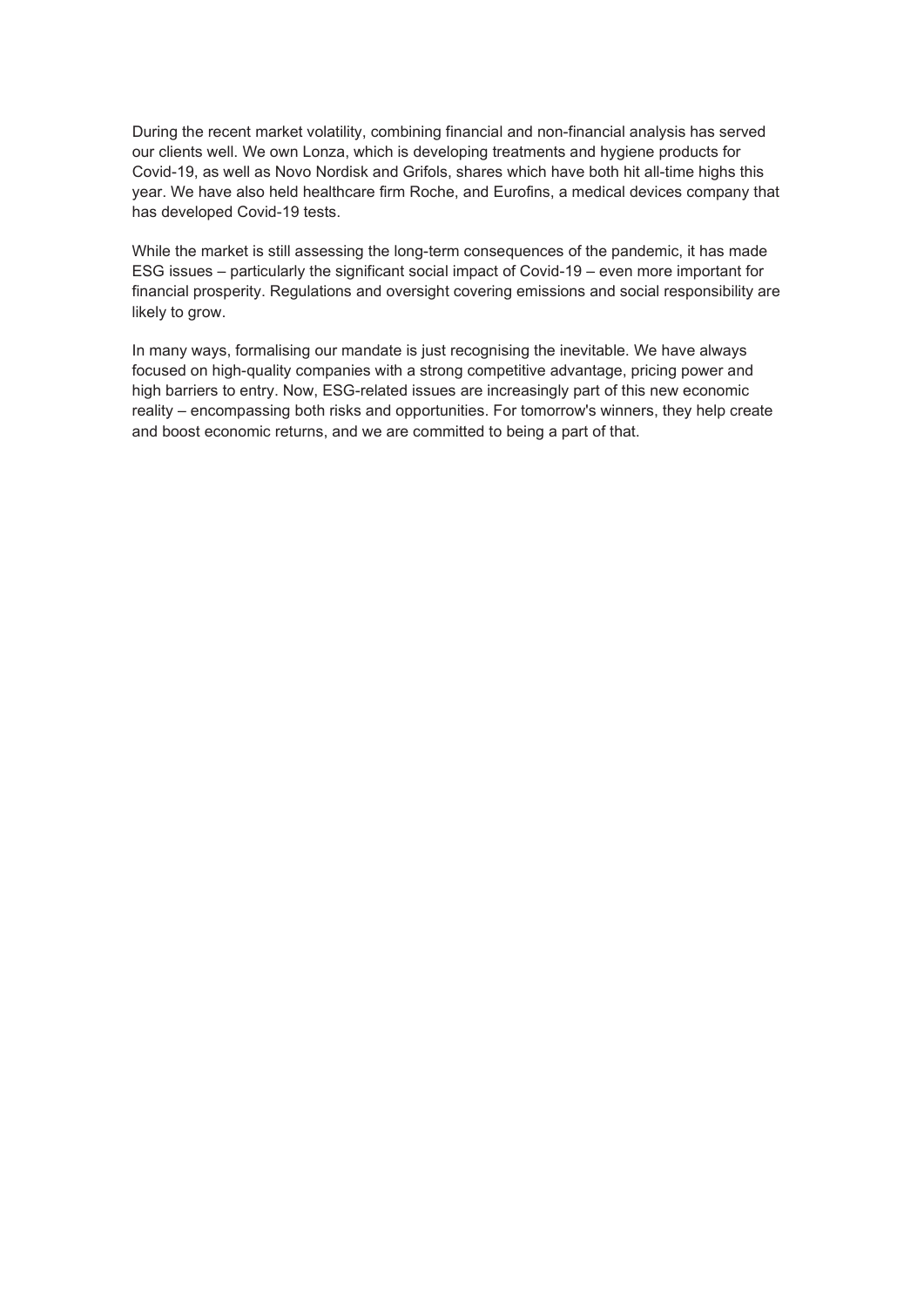During the recent market volatility, combining financial and non-financial analysis has served our clients well. We own Lonza, which is developing treatments and hygiene products for Covid-19, as well as Novo Nordisk and Grifols, shares which have both hit all-time highs this year. We have also held healthcare firm Roche, and Eurofins, a medical devices company that has developed Covid-19 tests.

While the market is still assessing the long-term consequences of the pandemic, it has made ESG issues – particularly the significant social impact of Covid-19 – even more important for financial prosperity. Regulations and oversight covering emissions and social responsibility are likely to grow.

In many ways, formalising our mandate is just recognising the inevitable. We have always focused on high-quality companies with a strong competitive advantage, pricing power and high barriers to entry. Now, ESG-related issues are increasingly part of this new economic reality – encompassing both risks and opportunities. For tomorrow's winners, they help create and boost economic returns, and we are committed to being a part of that.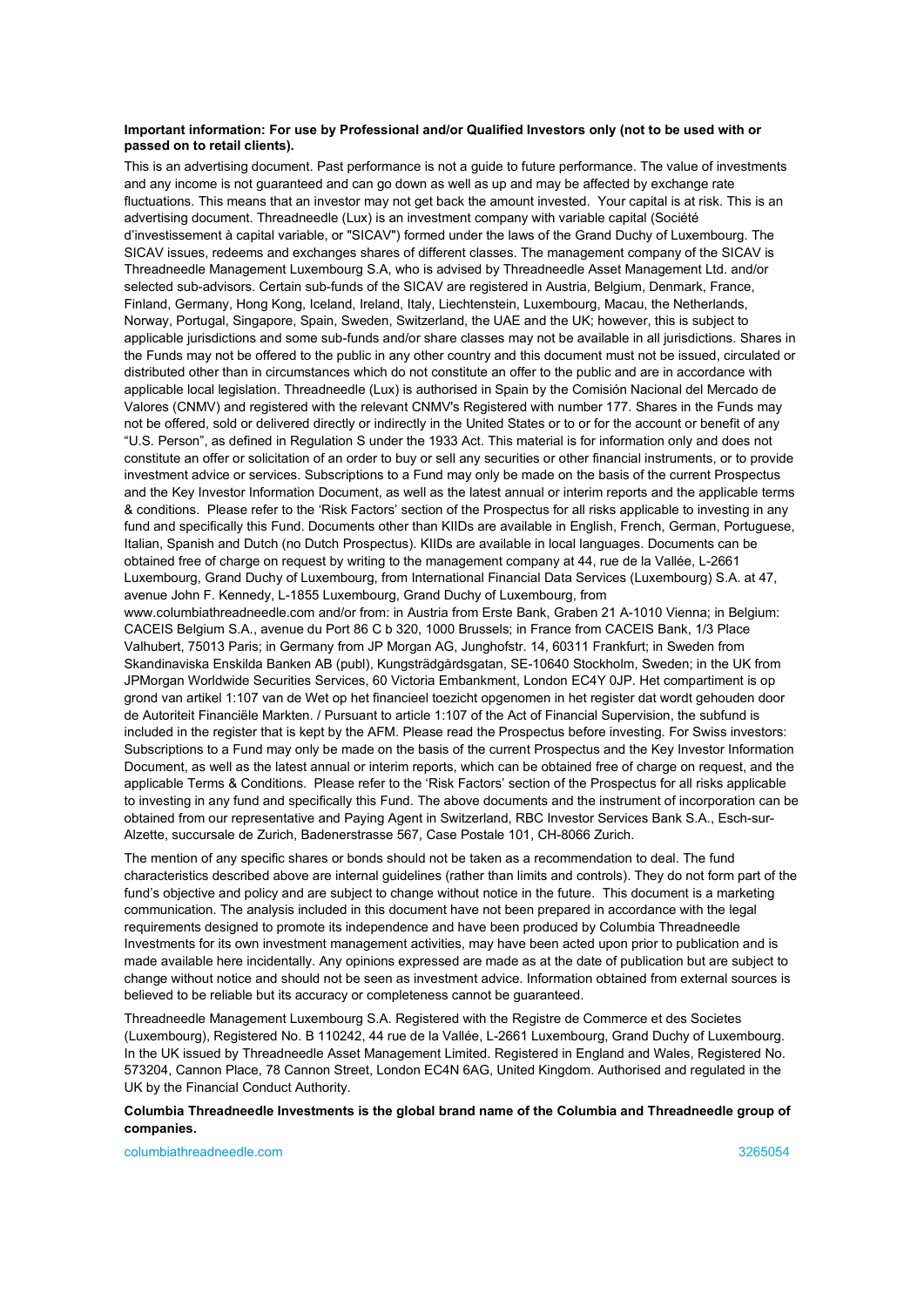**Important information: For use by Professional and/or Qualified Investors only (not to be used with or passed on to retail clients).**

This is an advertising document. Past performance is not a guide to future performance. The value of investments and any income is not guaranteed and can go down as well as up and may be affected by exchange rate fluctuations. This means that an investor may not get back the amount invested. Your capital is at risk. This is an advertising document. Threadneedle (Lux) is an investment company with variable capital (Société d'investissement à capital variable, or "SICAV") formed under the laws of the Grand Duchy of Luxembourg. The SICAV issues, redeems and exchanges shares of different classes. The management company of the SICAV is Threadneedle Management Luxembourg S.A, who is advised by Threadneedle Asset Management Ltd. and/or selected sub-advisors. Certain sub-funds of the SICAV are registered in Austria, Belgium, Denmark, France, Finland, Germany, Hong Kong, Iceland, Ireland, Italy, Liechtenstein, Luxembourg, Macau, the Netherlands, Norway, Portugal, Singapore, Spain, Sweden, Switzerland, the UAE and the UK; however, this is subject to applicable jurisdictions and some sub-funds and/or share classes may not be available in all jurisdictions. Shares in the Funds may not be offered to the public in any other country and this document must not be issued, circulated or distributed other than in circumstances which do not constitute an offer to the public and are in accordance with applicable local legislation. Threadneedle (Lux) is authorised in Spain by the Comisión Nacional del Mercado de Valores (CNMV) and registered with the relevant CNMV's Registered with number 177. Shares in the Funds may not be offered, sold or delivered directly or indirectly in the United States or to or for the account or benefit of any "U.S. Person", as defined in Regulation S under the 1933 Act. This material is for information only and does not constitute an offer or solicitation of an order to buy or sell any securities or other financial instruments, or to provide investment advice or services. Subscriptions to a Fund may only be made on the basis of the current Prospectus and the Key Investor Information Document, as well as the latest annual or interim reports and the applicable terms & conditions. Please refer to the 'Risk Factors' section of the Prospectus for all risks applicable to investing in any fund and specifically this Fund. Documents other than KIIDs are available in English, French, German, Portuguese, Italian, Spanish and Dutch (no Dutch Prospectus). KIIDs are available in local languages. Documents can be obtained free of charge on request by writing to the management company at 44, rue de la Vallée, L-2661 Luxembourg, Grand Duchy of Luxembourg, from International Financial Data Services (Luxembourg) S.A. at 47, avenue John F. Kennedy, L-1855 Luxembourg, Grand Duchy of Luxembourg, from www.columbiathreadneedle.com and/or from: in Austria from Erste Bank, Graben 21 A-1010 Vienna; in Belgium: CACEIS Belgium S.A., avenue du Port 86 C b 320, 1000 Brussels; in France from CACEIS Bank, 1/3 Place Valhubert, 75013 Paris; in Germany from JP Morgan AG, Junghofstr. 14, 60311 Frankfurt; in Sweden from Skandinaviska Enskilda Banken AB (publ), Kungsträdgårdsgatan, SE-10640 Stockholm, Sweden; in the UK from JPMorgan Worldwide Securities Services, 60 Victoria Embankment, London EC4Y 0JP. Het compartiment is op grond van artikel 1:107 van de Wet op het financieel toezicht opgenomen in het register dat wordt gehouden door de Autoriteit Financiële Markten. / Pursuant to article 1:107 of the Act of Financial Supervision, the subfund is included in the register that is kept by the AFM. Please read the Prospectus before investing. For Swiss investors: Subscriptions to a Fund may only be made on the basis of the current Prospectus and the Key Investor Information Document, as well as the latest annual or interim reports, which can be obtained free of charge on request, and the applicable Terms & Conditions. Please refer to the 'Risk Factors' section of the Prospectus for all risks applicable to investing in any fund and specifically this Fund. The above documents and the instrument of incorporation can be obtained from our representative and Paying Agent in Switzerland, RBC Investor Services Bank S.A., Esch-sur-Alzette, succursale de Zurich, Badenerstrasse 567, Case Postale 101, CH-8066 Zurich.

The mention of any specific shares or bonds should not be taken as a recommendation to deal. The fund characteristics described above are internal guidelines (rather than limits and controls). They do not form part of the fund's objective and policy and are subject to change without notice in the future. This document is a marketing communication. The analysis included in this document have not been prepared in accordance with the legal requirements designed to promote its independence and have been produced by Columbia Threadneedle Investments for its own investment management activities, may have been acted upon prior to publication and is made available here incidentally. Any opinions expressed are made as at the date of publication but are subject to change without notice and should not be seen as investment advice. Information obtained from external sources is believed to be reliable but its accuracy or completeness cannot be guaranteed.

Threadneedle Management Luxembourg S.A. Registered with the Registre de Commerce et des Societes (Luxembourg), Registered No. B 110242, 44 rue de la Vallée, L-2661 Luxembourg, Grand Duchy of Luxembourg. In the UK issued by Threadneedle Asset Management Limited. Registered in England and Wales, Registered No. 573204, Cannon Place, 78 Cannon Street, London EC4N 6AG, United Kingdom. Authorised and regulated in the UK by the Financial Conduct Authority.

**Columbia Threadneedle Investments is the global brand name of the Columbia and Threadneedle group of companies.**

columbiathreadneedle.com 3265054